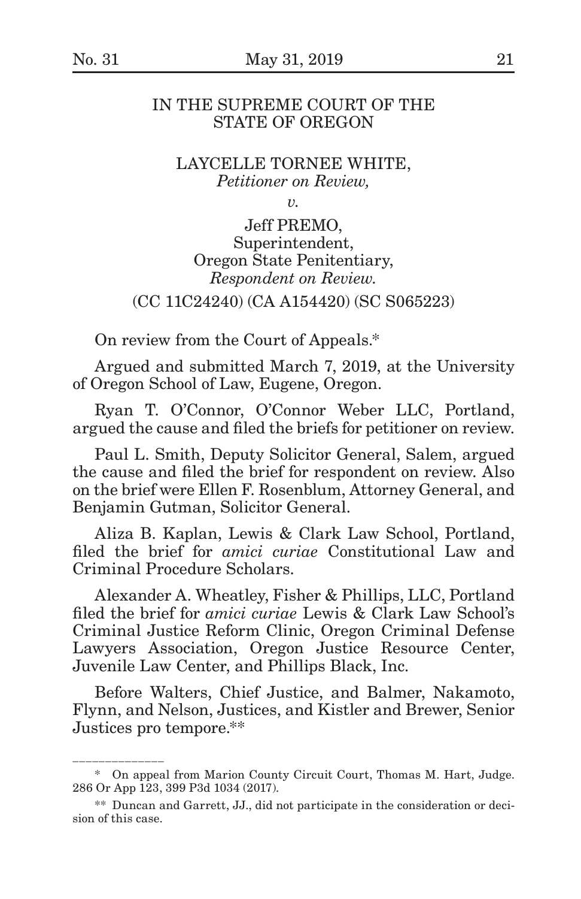IN THE SUPREME COURT OF THE STATE OF OREGON

LAYCELLE TORNEE WHITE,
*Petitioner on Review,*

*v.*

Jeff PREMO,
Superintendent,
Oregon State Penitentiary,
*Respondent on Review.*

(CC 11C24240) (CA A154420) (SC S065223)

On review from the Court of Appeals.*

Argued and submitted March 7, 2019, at the University of Oregon School of Law, Eugene, Oregon.

Ryan T. O'Connor, O'Connor Weber LLC, Portland, argued the cause and filed the briefs for petitioner on review.

Paul L. Smith, Deputy Solicitor General, Salem, argued the cause and filed the brief for respondent on review. Also on the brief were Ellen F. Rosenblum, Attorney General, and Benjamin Gutman, Solicitor General.

Aliza B. Kaplan, Lewis & Clark Law School, Portland, filed the brief for *amici curiae* Constitutional Law and Criminal Procedure Scholars.

Alexander A. Wheatley, Fisher & Phillips, LLC, Portland filed the brief for *amici curiae* Lewis & Clark Law School's Criminal Justice Reform Clinic, Oregon Criminal Defense Lawyers Association, Oregon Justice Resource Center, Juvenile Law Center, and Phillips Black, Inc.

Before Walters, Chief Justice, and Balmer, Nakamoto, Flynn, and Nelson, Justices, and Kistler and Brewer, Senior Justices pro tempore.**

---

\* On appeal from Marion County Circuit Court, Thomas M. Hart, Judge. 286 Or App 123, 399 P3d 1034 (2017).

\*\* Duncan and Garrett, JJ., did not participate in the consideration or decision of this case.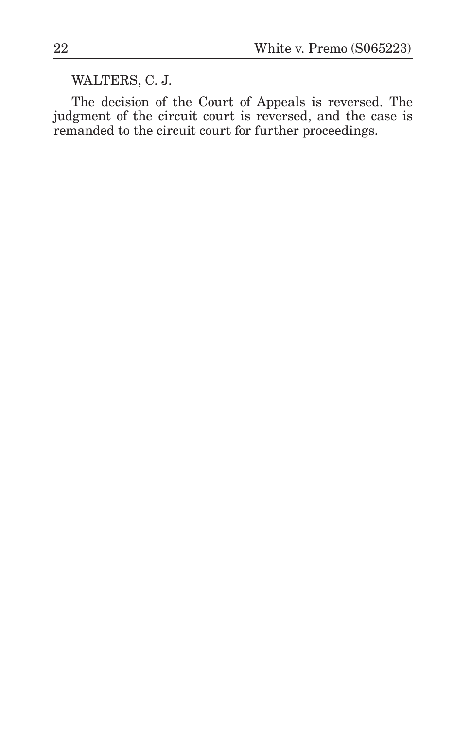WALTERS, C. J.

The decision of the Court of Appeals is reversed. The judgment of the circuit court is reversed, and the case is remanded to the circuit court for further proceedings.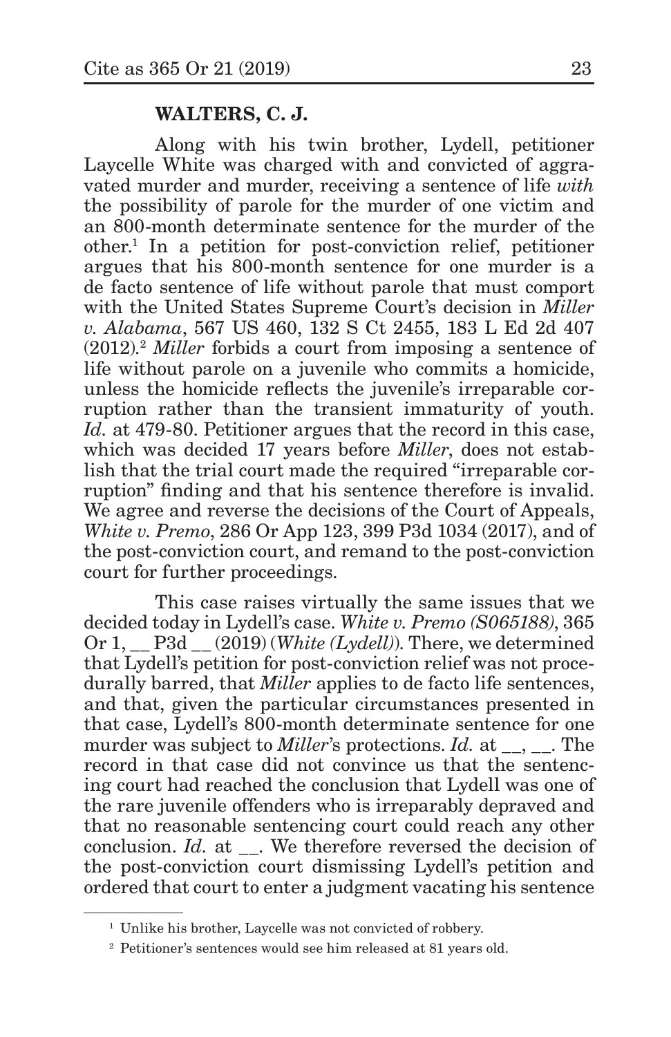**WALTERS, C. J.**

Along with his twin brother, Lydell, petitioner Laycelle White was charged with and convicted of aggravated murder and murder, receiving a sentence of life *with* the possibility of parole for the murder of one victim and an 800-month determinate sentence for the murder of the other.[1] In a petition for post-conviction relief, petitioner argues that his 800-month sentence for one murder is a de facto sentence of life without parole that must comport with the United States Supreme Court's decision in *Miller v. Alabama*, 567 US 460, 132 S Ct 2455, 183 L Ed 2d 407 (2012).[2] *Miller* forbids a court from imposing a sentence of life without parole on a juvenile who commits a homicide, unless the homicide reflects the juvenile's irreparable corruption rather than the transient immaturity of youth. *Id.* at 479-80. Petitioner argues that the record in this case, which was decided 17 years before *Miller*, does not establish that the trial court made the required "irreparable corruption" finding and that his sentence therefore is invalid. We agree and reverse the decisions of the Court of Appeals, *White v. Premo*, 286 Or App 123, 399 P3d 1034 (2017), and of the post-conviction court, and remand to the post-conviction court for further proceedings.

This case raises virtually the same issues that we decided today in Lydell's case. *White v. Premo (S065188)*, 365 Or 1, __ P3d __ (2019) (*White (Lydell)*). There, we determined that Lydell's petition for post-conviction relief was not procedurally barred, that *Miller* applies to de facto life sentences, and that, given the particular circumstances presented in that case, Lydell's 800-month determinate sentence for one murder was subject to *Miller*'s protections. *Id.* at __, __. The record in that case did not convince us that the sentencing court had reached the conclusion that Lydell was one of the rare juvenile offenders who is irreparably depraved and that no reasonable sentencing court could reach any other conclusion. *Id.* at __. We therefore reversed the decision of the post-conviction court dismissing Lydell's petition and ordered that court to enter a judgment vacating his sentence

[1] Unlike his brother, Laycelle was not convicted of robbery.

[2] Petitioner's sentences would see him released at 81 years old.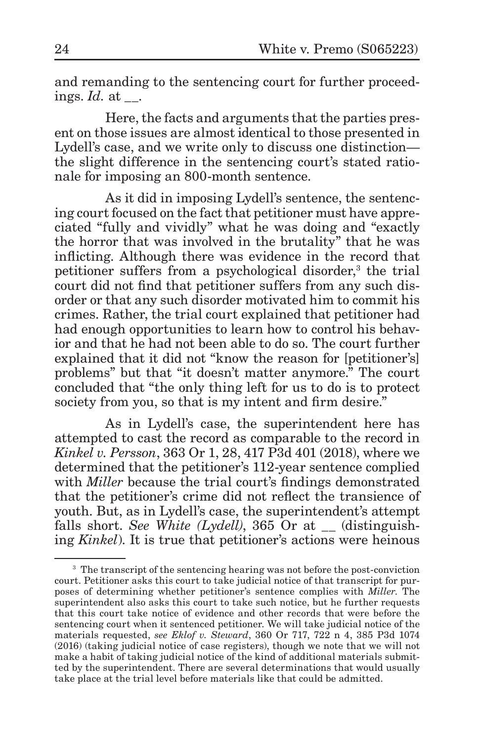and remanding to the sentencing court for further proceedings. *Id.* at __.

Here, the facts and arguments that the parties present on those issues are almost identical to those presented in Lydell's case, and we write only to discuss one distinction—the slight difference in the sentencing court's stated rationale for imposing an 800-month sentence.

As it did in imposing Lydell's sentence, the sentencing court focused on the fact that petitioner must have appreciated "fully and vividly" what he was doing and "exactly the horror that was involved in the brutality" that he was inflicting. Although there was evidence in the record that petitioner suffers from a psychological disorder,[3] the trial court did not find that petitioner suffers from any such disorder or that any such disorder motivated him to commit his crimes. Rather, the trial court explained that petitioner had had enough opportunities to learn how to control his behavior and that he had not been able to do so. The court further explained that it did not "know the reason for [petitioner's] problems" but that "it doesn't matter anymore." The court concluded that "the only thing left for us to do is to protect society from you, so that is my intent and firm desire."

As in Lydell's case, the superintendent here has attempted to cast the record as comparable to the record in *Kinkel v. Persson*, 363 Or 1, 28, 417 P3d 401 (2018), where we determined that the petitioner's 112-year sentence complied with *Miller* because the trial court's findings demonstrated that the petitioner's crime did not reflect the transience of youth. But, as in Lydell's case, the superintendent's attempt falls short. *See White (Lydell)*, 365 Or at __ (distinguishing *Kinkel*). It is true that petitioner's actions were heinous

---

[3] The transcript of the sentencing hearing was not before the post-conviction court. Petitioner asks this court to take judicial notice of that transcript for purposes of determining whether petitioner's sentence complies with *Miller*. The superintendent also asks this court to take such notice, but he further requests that this court take notice of evidence and other records that were before the sentencing court when it sentenced petitioner. We will take judicial notice of the materials requested, *see Eklof v. Steward*, 360 Or 717, 722 n 4, 385 P3d 1074 (2016) (taking judicial notice of case registers), though we note that we will not make a habit of taking judicial notice of the kind of additional materials submitted by the superintendent. There are several determinations that would usually take place at the trial level before materials like that could be admitted.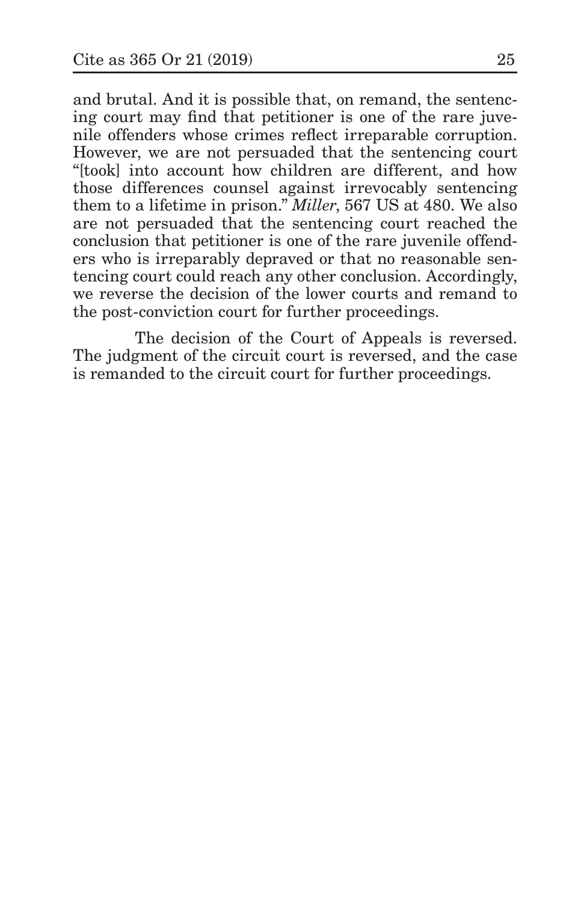and brutal. And it is possible that, on remand, the sentencing court may find that petitioner is one of the rare juvenile offenders whose crimes reflect irreparable corruption. However, we are not persuaded that the sentencing court "[took] into account how children are different, and how those differences counsel against irrevocably sentencing them to a lifetime in prison." *Miller*, 567 US at 480. We also are not persuaded that the sentencing court reached the conclusion that petitioner is one of the rare juvenile offenders who is irreparably depraved or that no reasonable sentencing court could reach any other conclusion. Accordingly, we reverse the decision of the lower courts and remand to the post-conviction court for further proceedings.

The decision of the Court of Appeals is reversed. The judgment of the circuit court is reversed, and the case is remanded to the circuit court for further proceedings.